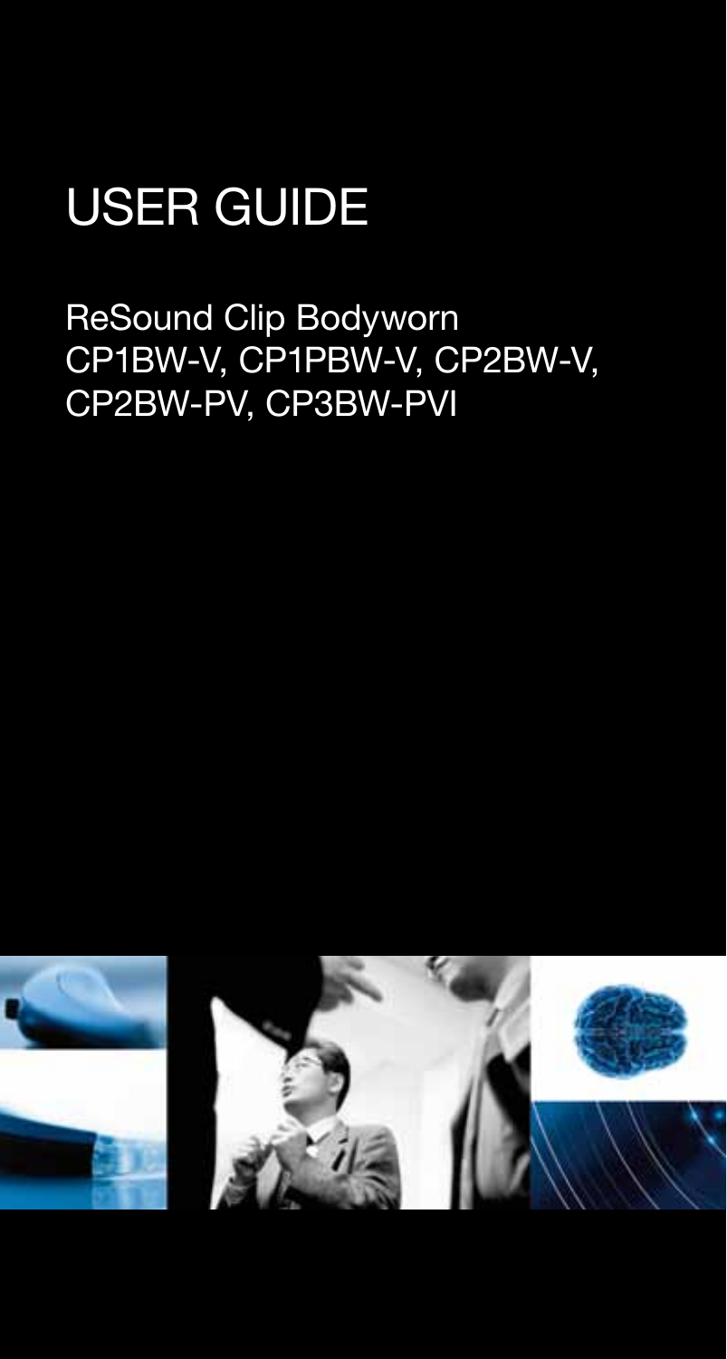# USER GUIDE

ReSound Clip Bodyworn
CP1BW-V, CP1PBW-V, CP2BW-V, CP2BW-PV, CP3BW-PVI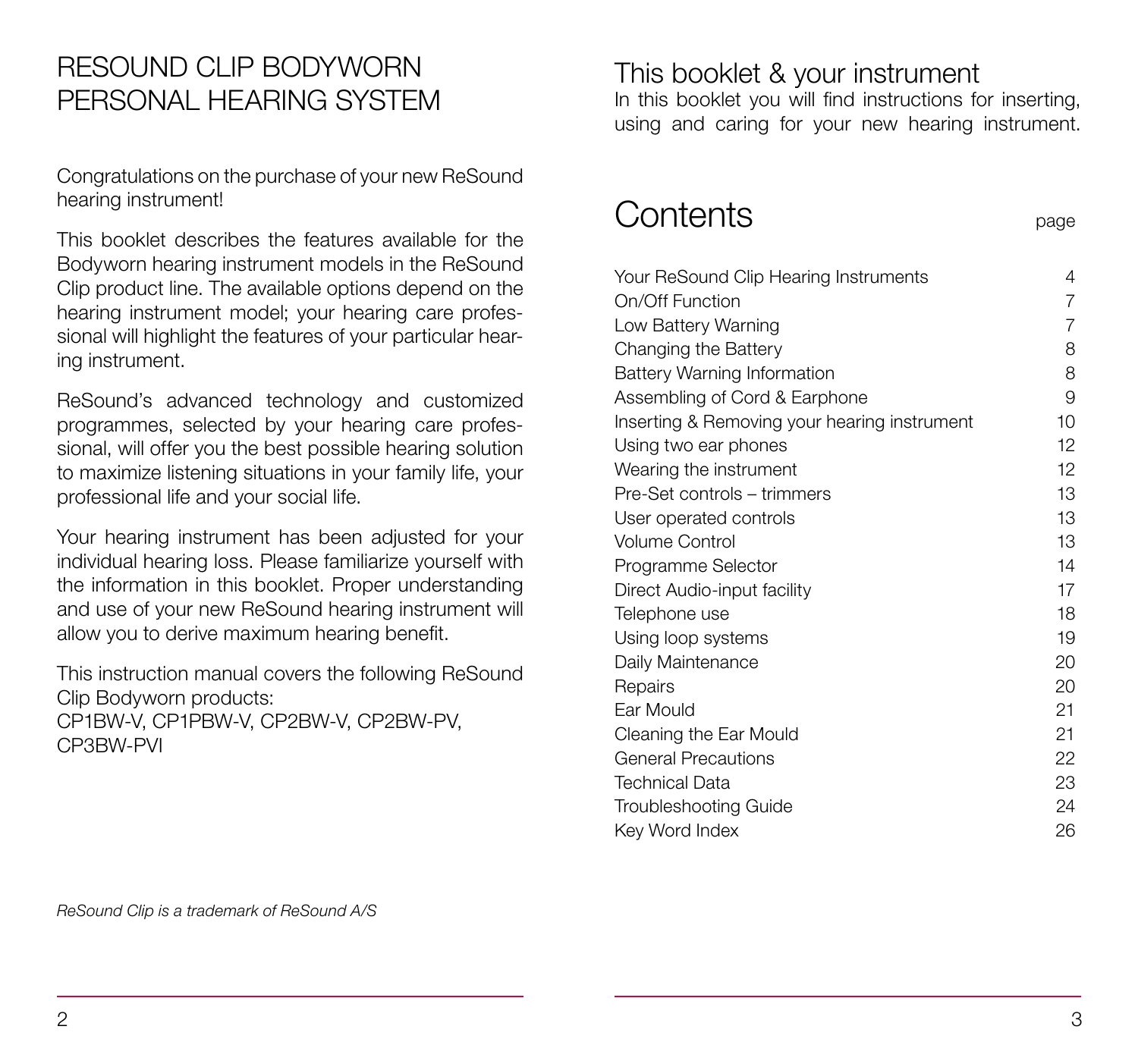# RESOUND CLIP BODYWORN PERSONAL HEARING SYSTEM

Congratulations on the purchase of your new ReSound hearing instrument!

This booklet describes the features available for the Bodyworn hearing instrument models in the ReSound Clip product line. The available options depend on the hearing instrument model; your hearing care professional will highlight the features of your particular hearing instrument.

ReSound's advanced technology and customized programmes, selected by your hearing care professional, will offer you the best possible hearing solution to maximize listening situations in your family life, your professional life and your social life.

Your hearing instrument has been adjusted for your individual hearing loss. Please familiarize yourself with the information in this booklet. Proper understanding and use of your new ReSound hearing instrument will allow you to derive maximum hearing benefit.

This instruction manual covers the following ReSound Clip Bodyworn products:
CP1BW-V, CP1PBW-V, CP2BW-V, CP2BW-PV, CP3BW-PVI

*ReSound Clip is a trademark of ReSound A/S*

## This booklet & your instrument

In this booklet you will find instructions for inserting, using and caring for your new hearing instrument.

# Contents

| | page |
|---|---|
| Your ReSound Clip Hearing Instruments | 4 |
| On/Off Function | 7 |
| Low Battery Warning | 7 |
| Changing the Battery | 8 |
| Battery Warning Information | 8 |
| Assembling of Cord & Earphone | 9 |
| Inserting & Removing your hearing instrument | 10 |
| Using two ear phones | 12 |
| Wearing the instrument | 12 |
| Pre-Set controls – trimmers | 13 |
| User operated controls | 13 |
| Volume Control | 13 |
| Programme Selector | 14 |
| Direct Audio-input facility | 17 |
| Telephone use | 18 |
| Using loop systems | 19 |
| Daily Maintenance | 20 |
| Repairs | 20 |
| Ear Mould | 21 |
| Cleaning the Ear Mould | 21 |
| General Precautions | 22 |
| Technical Data | 23 |
| Troubleshooting Guide | 24 |
| Key Word Index | 26 |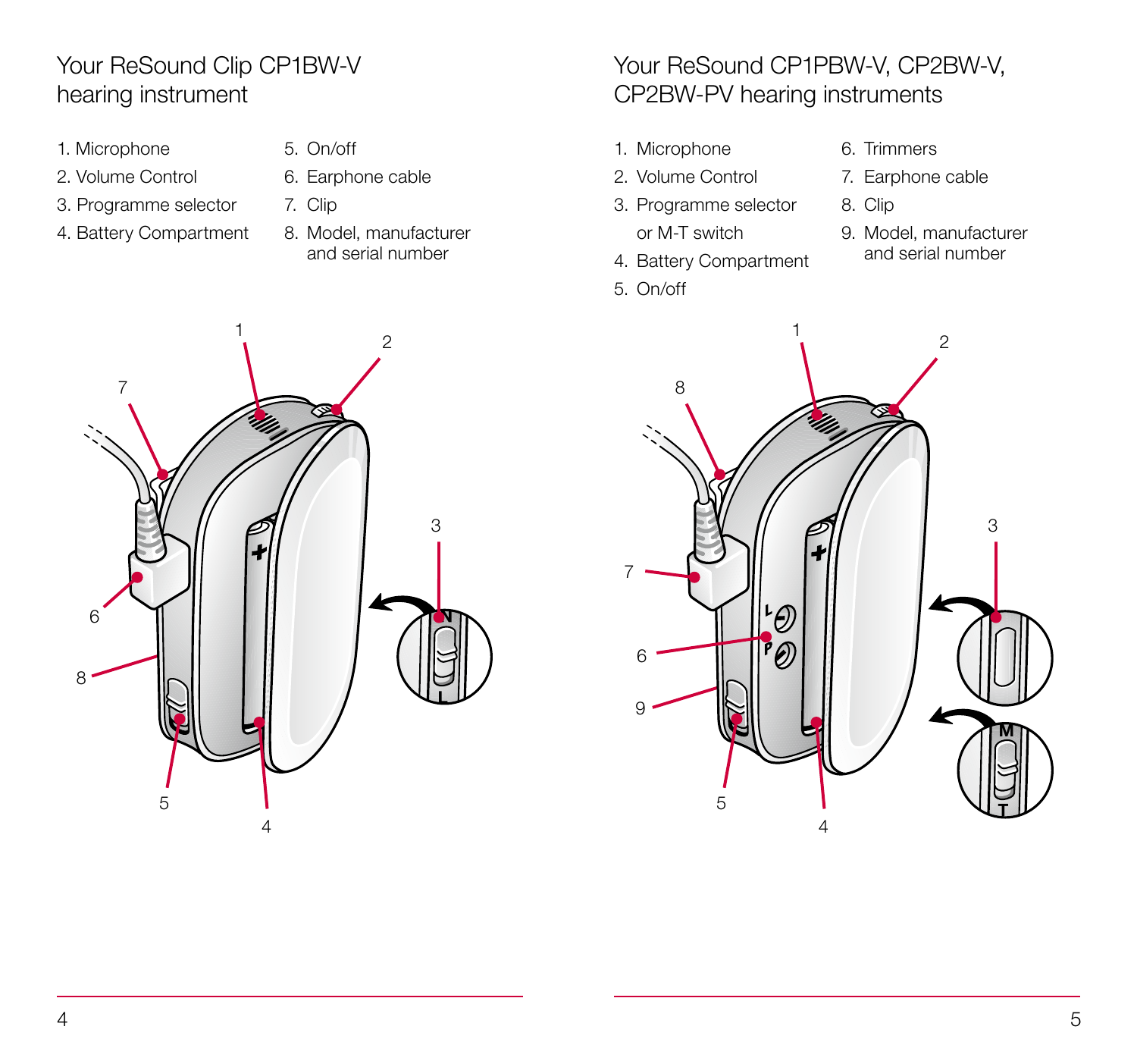## Your ReSound Clip CP1BW-V hearing instrument

1. Microphone
2. Volume Control
3. Programme selector
4. Battery Compartment
5. On/off
6. Earphone cable
7. Clip
8. Model, manufacturer and serial number

## Your ReSound CP1PBW-V, CP2BW-V, CP2BW-PV hearing instruments

1. Microphone
2. Volume Control
3. Programme selector or M-T switch
4. Battery Compartment
5. On/off
6. Trimmers
7. Earphone cable
8. Clip
9. Model, manufacturer and serial number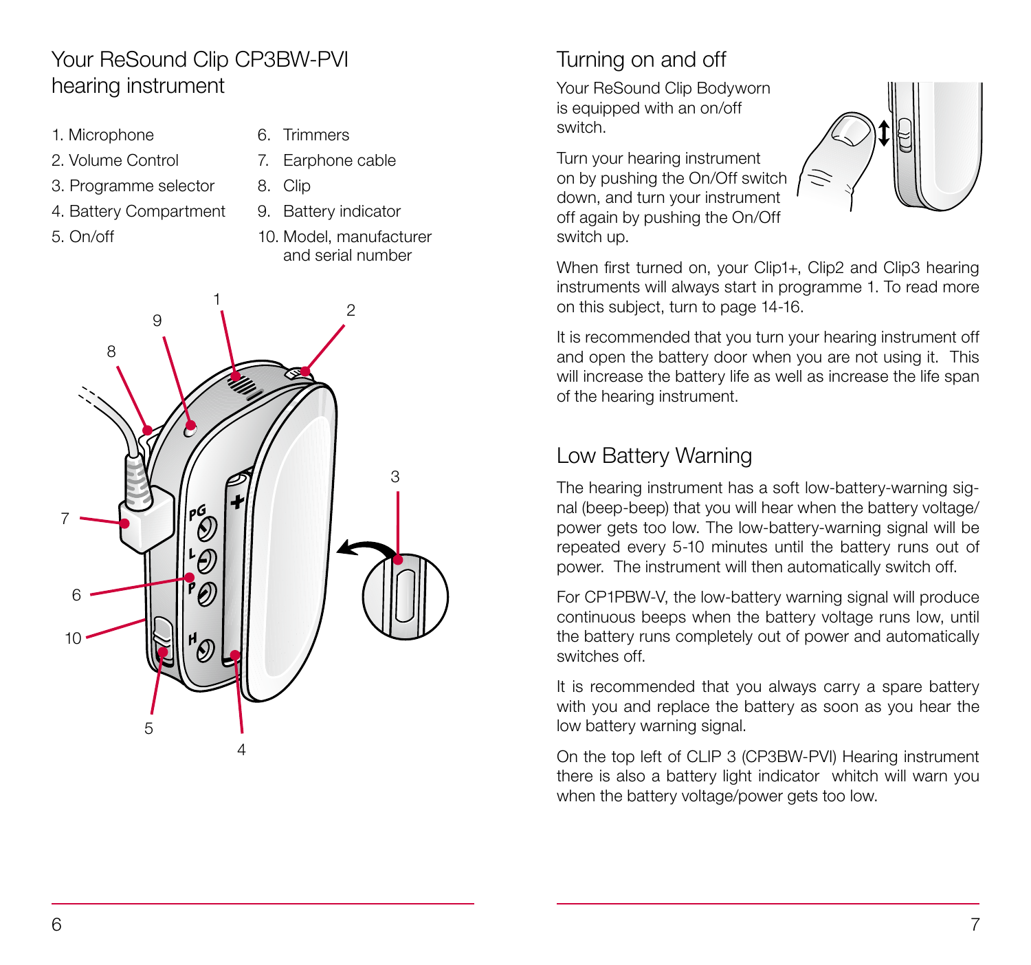## Your ReSound Clip CP3BW-PVI hearing instrument

1. Microphone
2. Volume Control
3. Programme selector
4. Battery Compartment
5. On/off
6. Trimmers
7. Earphone cable
8. Clip
9. Battery indicator
10. Model, manufacturer and serial number

## Turning on and off

Your ReSound Clip Bodyworn is equipped with an on/off switch.

Turn your hearing instrument on by pushing the On/Off switch down, and turn your instrument off again by pushing the On/Off switch up.

When first turned on, your Clip1+, Clip2 and Clip3 hearing instruments will always start in programme 1. To read more on this subject, turn to page 14-16.

It is recommended that you turn your hearing instrument off and open the battery door when you are not using it. This will increase the battery life as well as increase the life span of the hearing instrument.

## Low Battery Warning

The hearing instrument has a soft low-battery-warning signal (beep-beep) that you will hear when the battery voltage/ power gets too low. The low-battery-warning signal will be repeated every 5-10 minutes until the battery runs out of power. The instrument will then automatically switch off.

For CP1PBW-V, the low-battery warning signal will produce continuous beeps when the battery voltage runs low, until the battery runs completely out of power and automatically switches off.

It is recommended that you always carry a spare battery with you and replace the battery as soon as you hear the low battery warning signal.

On the top left of CLIP 3 (CP3BW-PVI) Hearing instrument there is also a battery light indicator whitch will warn you when the battery voltage/power gets too low.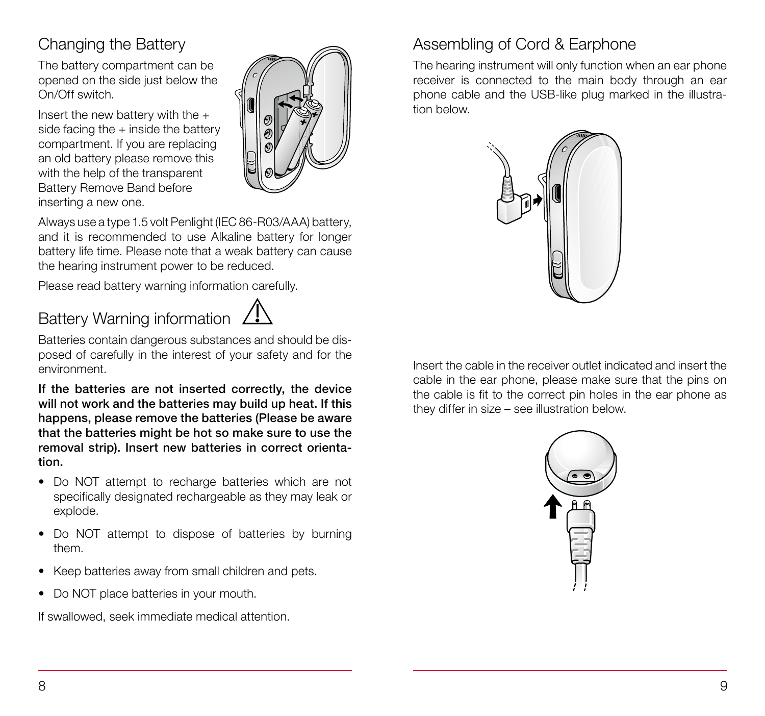## Changing the Battery

The battery compartment can be opened on the side just below the On/Off switch.

Insert the new battery with the + side facing the + inside the battery compartment. If you are replacing an old battery please remove this with the help of the transparent Battery Remove Band before inserting a new one.

Always use a type 1.5 volt Penlight (IEC 86-R03/AAA) battery, and it is recommended to use Alkaline battery for longer battery life time. Please note that a weak battery can cause the hearing instrument power to be reduced.

Please read battery warning information carefully.

## Battery Warning information ⚠

Batteries contain dangerous substances and should be disposed of carefully in the interest of your safety and for the environment.

**If the batteries are not inserted correctly, the device will not work and the batteries may build up heat. If this happens, please remove the batteries (Please be aware that the batteries might be hot so make sure to use the removal strip). Insert new batteries in correct orientation.**

- Do NOT attempt to recharge batteries which are not specifically designated rechargeable as they may leak or explode.
- Do NOT attempt to dispose of batteries by burning them.
- Keep batteries away from small children and pets.
- Do NOT place batteries in your mouth.

If swallowed, seek immediate medical attention.

## Assembling of Cord & Earphone

The hearing instrument will only function when an ear phone receiver is connected to the main body through an ear phone cable and the USB-like plug marked in the illustration below.

Insert the cable in the receiver outlet indicated and insert the cable in the ear phone, please make sure that the pins on the cable is fit to the correct pin holes in the ear phone as they differ in size – see illustration below.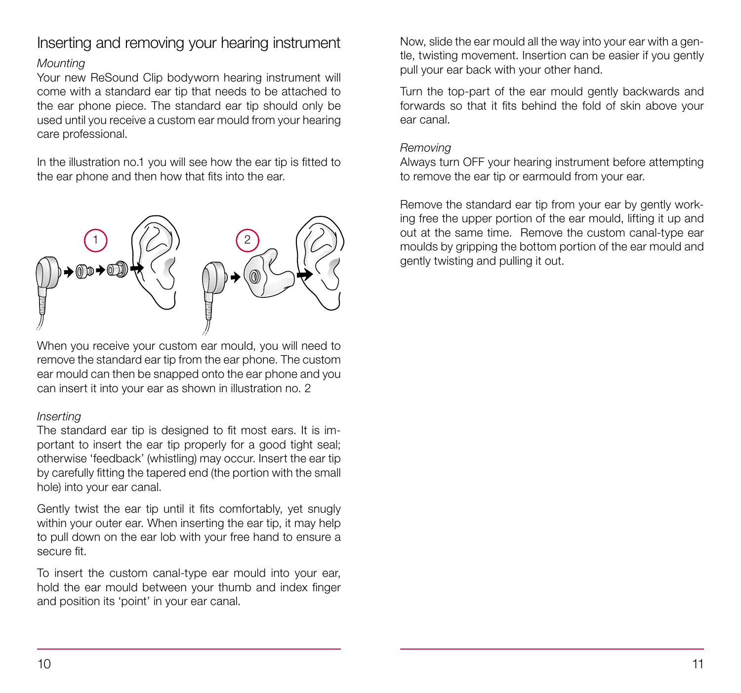## Inserting and removing your hearing instrument

*Mounting*

Your new ReSound Clip bodyworn hearing instrument will come with a standard ear tip that needs to be attached to the ear phone piece. The standard ear tip should only be used until you receive a custom ear mould from your hearing care professional.

In the illustration no.1 you will see how the ear tip is fitted to the ear phone and then how that fits into the ear.

When you receive your custom ear mould, you will need to remove the standard ear tip from the ear phone. The custom ear mould can then be snapped onto the ear phone and you can insert it into your ear as shown in illustration no. 2

*Inserting*

The standard ear tip is designed to fit most ears. It is important to insert the ear tip properly for a good tight seal; otherwise 'feedback' (whistling) may occur. Insert the ear tip by carefully fitting the tapered end (the portion with the small hole) into your ear canal.

Gently twist the ear tip until it fits comfortably, yet snugly within your outer ear. When inserting the ear tip, it may help to pull down on the ear lob with your free hand to ensure a secure fit.

To insert the custom canal-type ear mould into your ear, hold the ear mould between your thumb and index finger and position its 'point' in your ear canal.

Now, slide the ear mould all the way into your ear with a gentle, twisting movement. Insertion can be easier if you gently pull your ear back with your other hand.

Turn the top-part of the ear mould gently backwards and forwards so that it fits behind the fold of skin above your ear canal.

*Removing*

Always turn OFF your hearing instrument before attempting to remove the ear tip or earmould from your ear.

Remove the standard ear tip from your ear by gently working free the upper portion of the ear mould, lifting it up and out at the same time. Remove the custom canal-type ear moulds by gripping the bottom portion of the ear mould and gently twisting and pulling it out.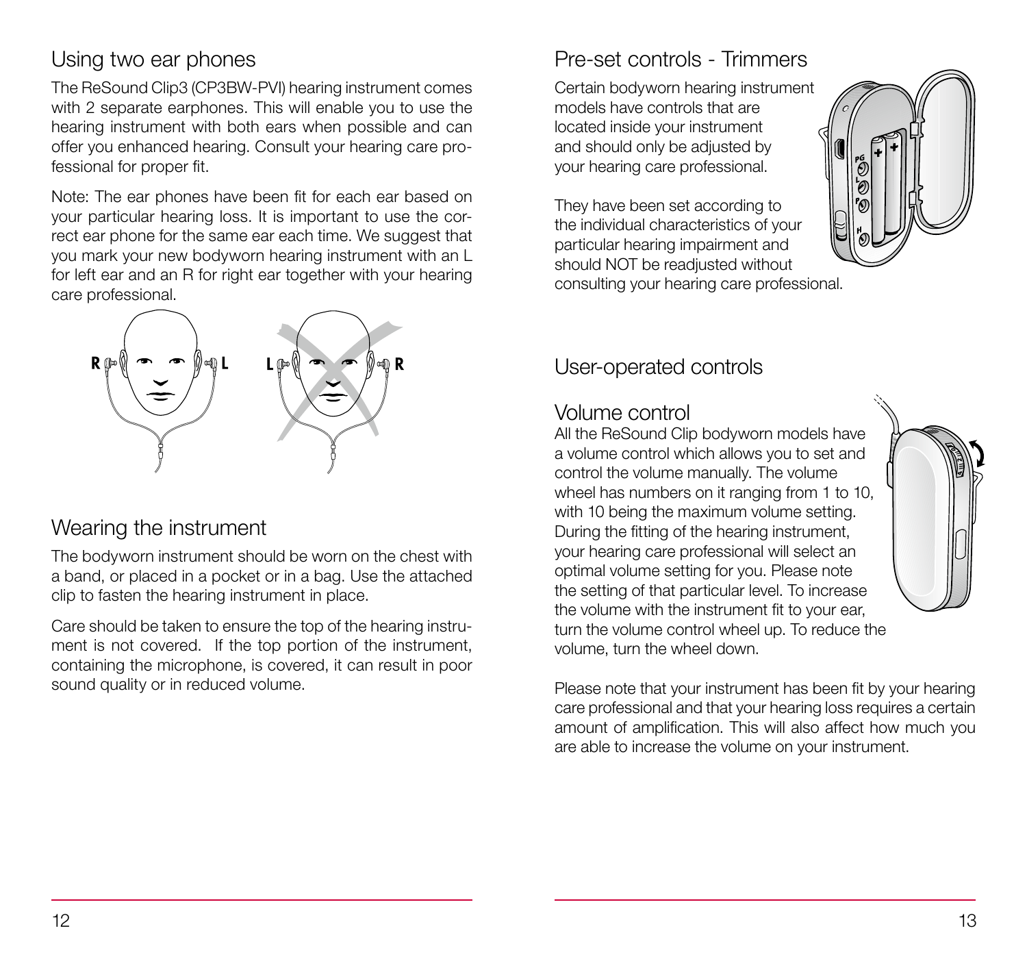## Using two ear phones

The ReSound Clip3 (CP3BW-PVI) hearing instrument comes with 2 separate earphones. This will enable you to use the hearing instrument with both ears when possible and can offer you enhanced hearing. Consult your hearing care professional for proper fit.

Note: The ear phones have been fit for each ear based on your particular hearing loss. It is important to use the correct ear phone for the same ear each time. We suggest that you mark your new bodyworn hearing instrument with an L for left ear and an R for right ear together with your hearing care professional.

## Wearing the instrument

The bodyworn instrument should be worn on the chest with a band, or placed in a pocket or in a bag. Use the attached clip to fasten the hearing instrument in place.

Care should be taken to ensure the top of the hearing instrument is not covered. If the top portion of the instrument, containing the microphone, is covered, it can result in poor sound quality or in reduced volume.

## Pre-set controls - Trimmers

Certain bodyworn hearing instrument models have controls that are located inside your instrument and should only be adjusted by your hearing care professional.

They have been set according to the individual characteristics of your particular hearing impairment and should NOT be readjusted without consulting your hearing care professional.

## User-operated controls

### Volume control

All the ReSound Clip bodyworn models have a volume control which allows you to set and control the volume manually. The volume wheel has numbers on it ranging from 1 to 10, with 10 being the maximum volume setting. During the fitting of the hearing instrument, your hearing care professional will select an optimal volume setting for you. Please note the setting of that particular level. To increase the volume with the instrument fit to your ear, turn the volume control wheel up. To reduce the volume, turn the wheel down.

Please note that your instrument has been fit by your hearing care professional and that your hearing loss requires a certain amount of amplification. This will also affect how much you are able to increase the volume on your instrument.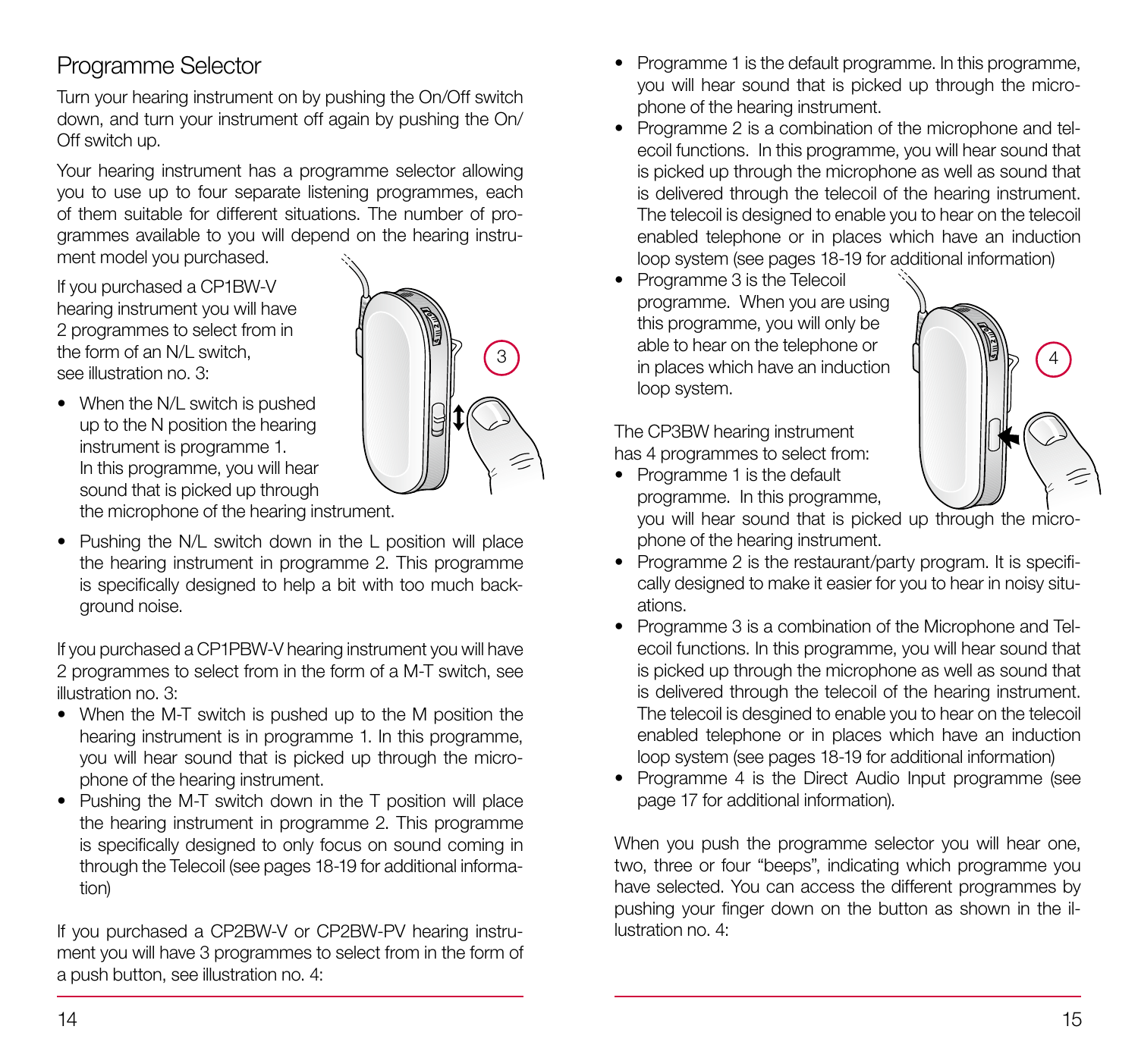## Programme Selector

Turn your hearing instrument on by pushing the On/Off switch down, and turn your instrument off again by pushing the On/Off switch up.

Your hearing instrument has a programme selector allowing you to use up to four separate listening programmes, each of them suitable for different situations. The number of programmes available to you will depend on the hearing instrument model you purchased.

If you purchased a CP1BW-V hearing instrument you will have 2 programmes to select from in the form of an N/L switch, see illustration no. 3:

- When the N/L switch is pushed up to the N position the hearing instrument is programme 1. In this programme, you will hear sound that is picked up through the microphone of the hearing instrument.
- Pushing the N/L switch down in the L position will place the hearing instrument in programme 2. This programme is specifically designed to help a bit with too much background noise.

If you purchased a CP1PBW-V hearing instrument you will have 2 programmes to select from in the form of a M-T switch, see illustration no. 3:

- When the M-T switch is pushed up to the M position the hearing instrument is in programme 1. In this programme, you will hear sound that is picked up through the microphone of the hearing instrument.
- Pushing the M-T switch down in the T position will place the hearing instrument in programme 2. This programme is specifically designed to only focus on sound coming in through the Telecoil (see pages 18-19 for additional information)

If you purchased a CP2BW-V or CP2BW-PV hearing instrument you will have 3 programmes to select from in the form of a push button, see illustration no. 4:

- Programme 1 is the default programme. In this programme, you will hear sound that is picked up through the microphone of the hearing instrument.
- Programme 2 is a combination of the microphone and telecoil functions. In this programme, you will hear sound that is picked up through the microphone as well as sound that is delivered through the telecoil of the hearing instrument. The telecoil is designed to enable you to hear on the telecoil enabled telephone or in places which have an induction loop system (see pages 18-19 for additional information)
- Programme 3 is the Telecoil programme. When you are using this programme, you will only be able to hear on the telephone or in places which have an induction loop system.

The CP3BW hearing instrument has 4 programmes to select from:

- Programme 1 is the default programme. In this programme, you will hear sound that is picked up through the microphone of the hearing instrument.
- Programme 2 is the restaurant/party program. It is specifically designed to make it easier for you to hear in noisy situations.
- Programme 3 is a combination of the Microphone and Telecoil functions. In this programme, you will hear sound that is picked up through the microphone as well as sound that is delivered through the telecoil of the hearing instrument. The telecoil is desgined to enable you to hear on the telecoil enabled telephone or in places which have an induction loop system (see pages 18-19 for additional information)
- Programme 4 is the Direct Audio Input programme (see page 17 for additional information).

When you push the programme selector you will hear one, two, three or four "beeps", indicating which programme you have selected. You can access the different programmes by pushing your finger down on the button as shown in the illustration no. 4: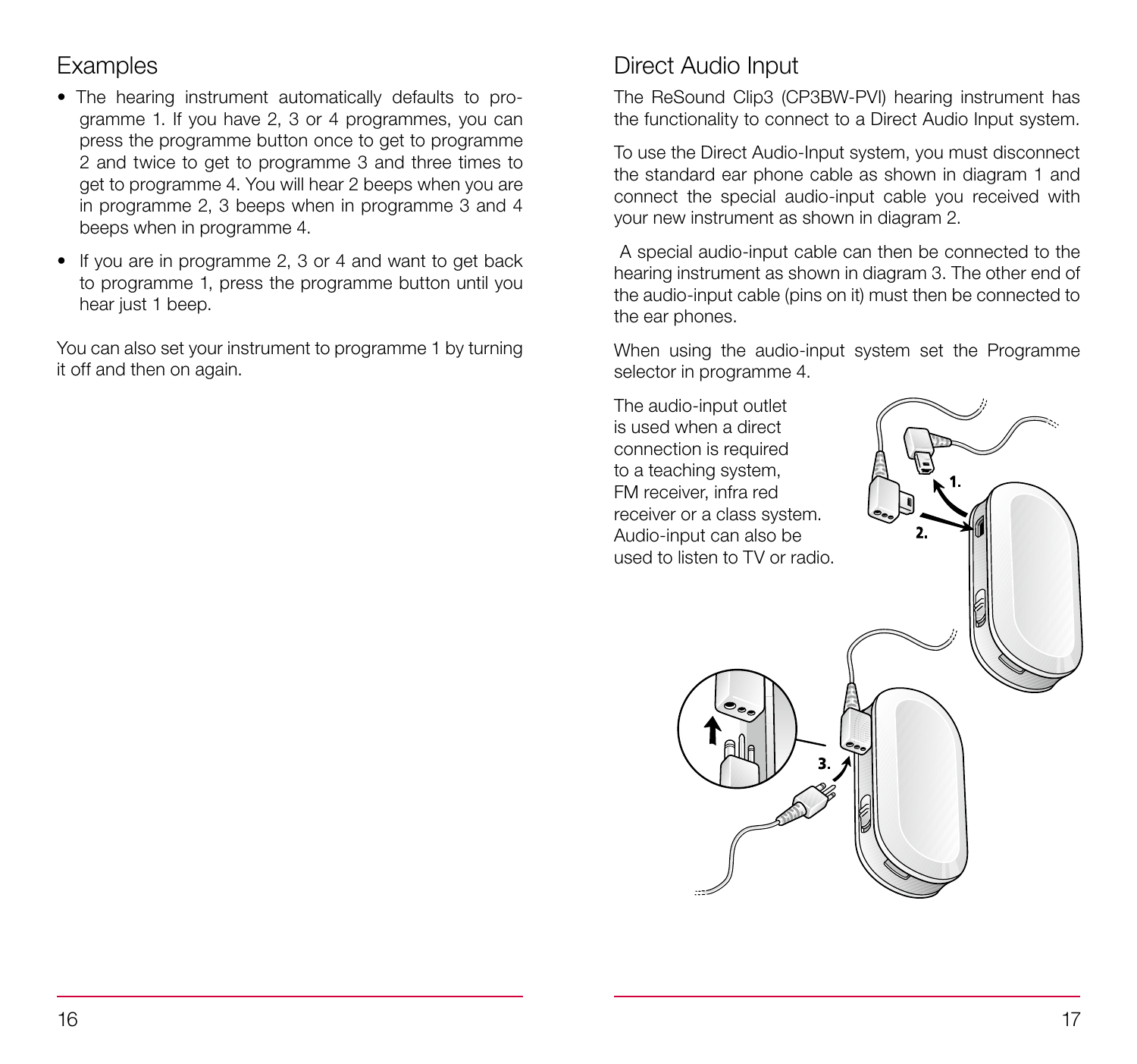## Examples

- The hearing instrument automatically defaults to programme 1. If you have 2, 3 or 4 programmes, you can press the programme button once to get to programme 2 and twice to get to programme 3 and three times to get to programme 4. You will hear 2 beeps when you are in programme 2, 3 beeps when in programme 3 and 4 beeps when in programme 4.
- If you are in programme 2, 3 or 4 and want to get back to programme 1, press the programme button until you hear just 1 beep.

You can also set your instrument to programme 1 by turning it off and then on again.

## Direct Audio Input

The ReSound Clip3 (CP3BW-PVI) hearing instrument has the functionality to connect to a Direct Audio Input system.

To use the Direct Audio-Input system, you must disconnect the standard ear phone cable as shown in diagram 1 and connect the special audio-input cable you received with your new instrument as shown in diagram 2.

A special audio-input cable can then be connected to the hearing instrument as shown in diagram 3. The other end of the audio-input cable (pins on it) must then be connected to the ear phones.

When using the audio-input system set the Programme selector in programme 4.

The audio-input outlet is used when a direct connection is required to a teaching system, FM receiver, infra red receiver or a class system. Audio-input can also be used to listen to TV or radio.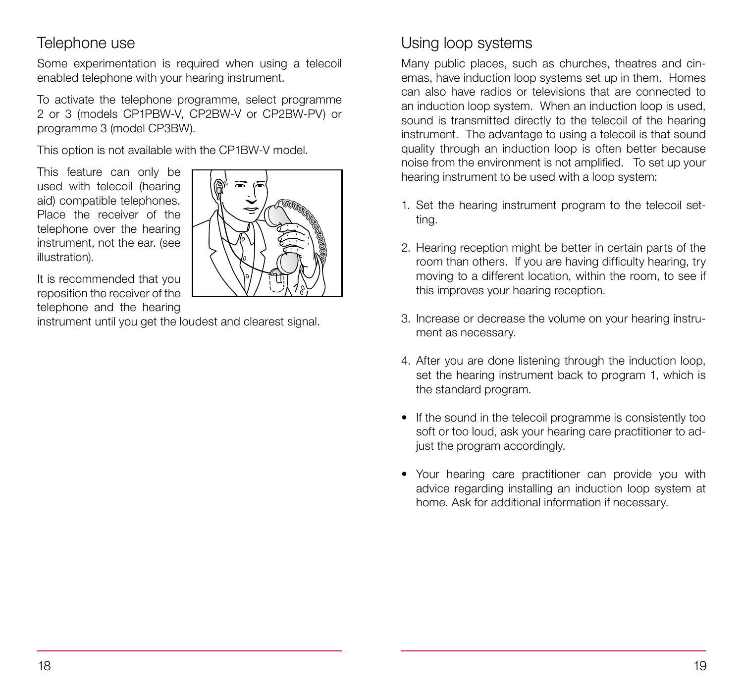## Telephone use

Some experimentation is required when using a telecoil enabled telephone with your hearing instrument.

To activate the telephone programme, select programme 2 or 3 (models CP1PBW-V, CP2BW-V or CP2BW-PV) or programme 3 (model CP3BW).

This option is not available with the CP1BW-V model.

This feature can only be used with telecoil (hearing aid) compatible telephones. Place the receiver of the telephone over the hearing instrument, not the ear. (see illustration).

It is recommended that you reposition the receiver of the telephone and the hearing instrument until you get the loudest and clearest signal.

## Using loop systems

Many public places, such as churches, theatres and cinemas, have induction loop systems set up in them. Homes can also have radios or televisions that are connected to an induction loop system. When an induction loop is used, sound is transmitted directly to the telecoil of the hearing instrument. The advantage to using a telecoil is that sound quality through an induction loop is often better because noise from the environment is not amplified. To set up your hearing instrument to be used with a loop system:

1. Set the hearing instrument program to the telecoil setting.
2. Hearing reception might be better in certain parts of the room than others. If you are having difficulty hearing, try moving to a different location, within the room, to see if this improves your hearing reception.
3. Increase or decrease the volume on your hearing instrument as necessary.
4. After you are done listening through the induction loop, set the hearing instrument back to program 1, which is the standard program.

- If the sound in the telecoil programme is consistently too soft or too loud, ask your hearing care practitioner to adjust the program accordingly.
- Your hearing care practitioner can provide you with advice regarding installing an induction loop system at home. Ask for additional information if necessary.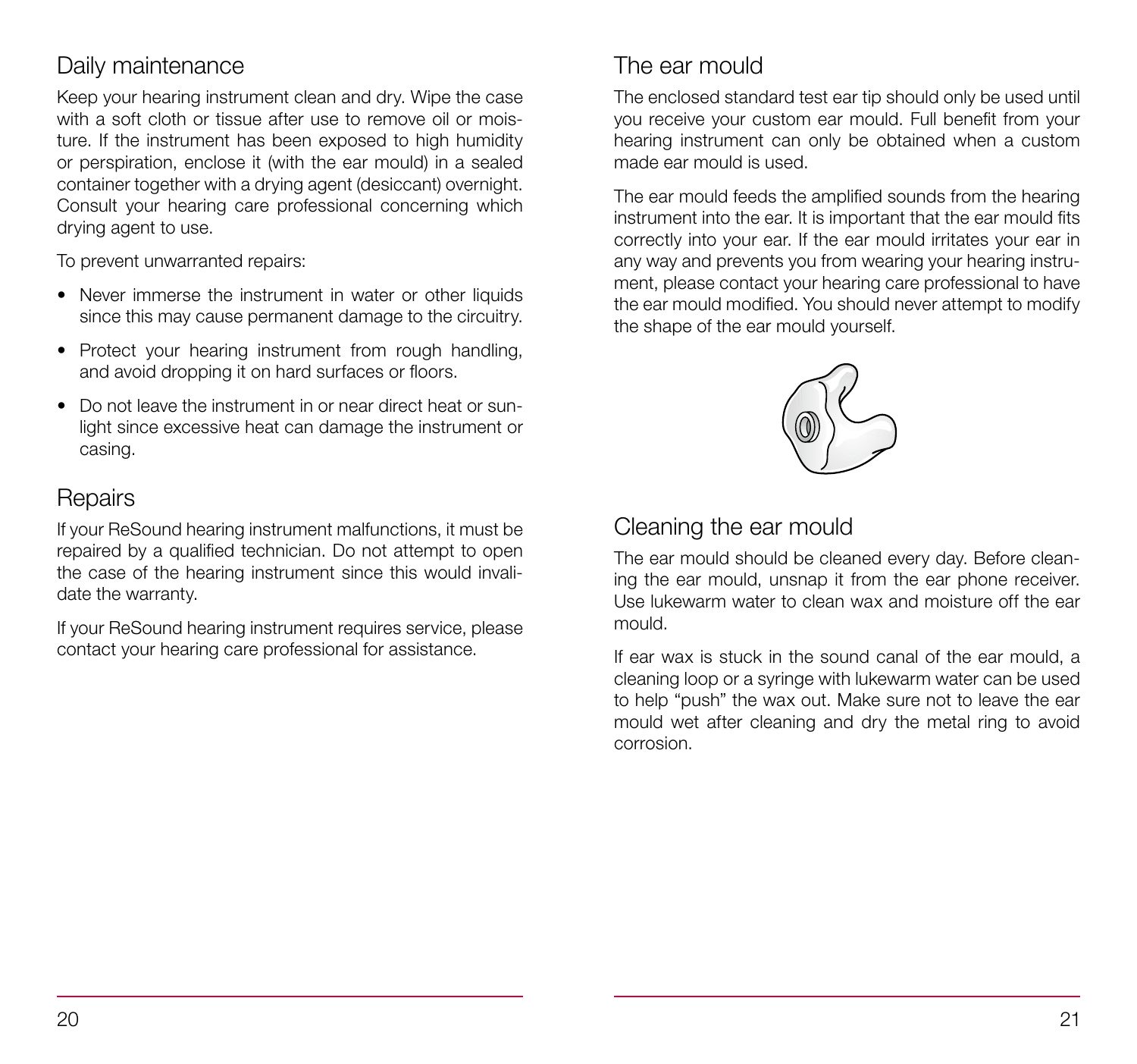## Daily maintenance

Keep your hearing instrument clean and dry. Wipe the case with a soft cloth or tissue after use to remove oil or moisture. If the instrument has been exposed to high humidity or perspiration, enclose it (with the ear mould) in a sealed container together with a drying agent (desiccant) overnight. Consult your hearing care professional concerning which drying agent to use.

To prevent unwarranted repairs:

- Never immerse the instrument in water or other liquids since this may cause permanent damage to the circuitry.
- Protect your hearing instrument from rough handling, and avoid dropping it on hard surfaces or floors.
- Do not leave the instrument in or near direct heat or sunlight since excessive heat can damage the instrument or casing.

## Repairs

If your ReSound hearing instrument malfunctions, it must be repaired by a qualified technician. Do not attempt to open the case of the hearing instrument since this would invalidate the warranty.

If your ReSound hearing instrument requires service, please contact your hearing care professional for assistance.

## The ear mould

The enclosed standard test ear tip should only be used until you receive your custom ear mould. Full benefit from your hearing instrument can only be obtained when a custom made ear mould is used.

The ear mould feeds the amplified sounds from the hearing instrument into the ear. It is important that the ear mould fits correctly into your ear. If the ear mould irritates your ear in any way and prevents you from wearing your hearing instrument, please contact your hearing care professional to have the ear mould modified. You should never attempt to modify the shape of the ear mould yourself.

## Cleaning the ear mould

The ear mould should be cleaned every day. Before cleaning the ear mould, unsnap it from the ear phone receiver. Use lukewarm water to clean wax and moisture off the ear mould.

If ear wax is stuck in the sound canal of the ear mould, a cleaning loop or a syringe with lukewarm water can be used to help "push" the wax out. Make sure not to leave the ear mould wet after cleaning and dry the metal ring to avoid corrosion.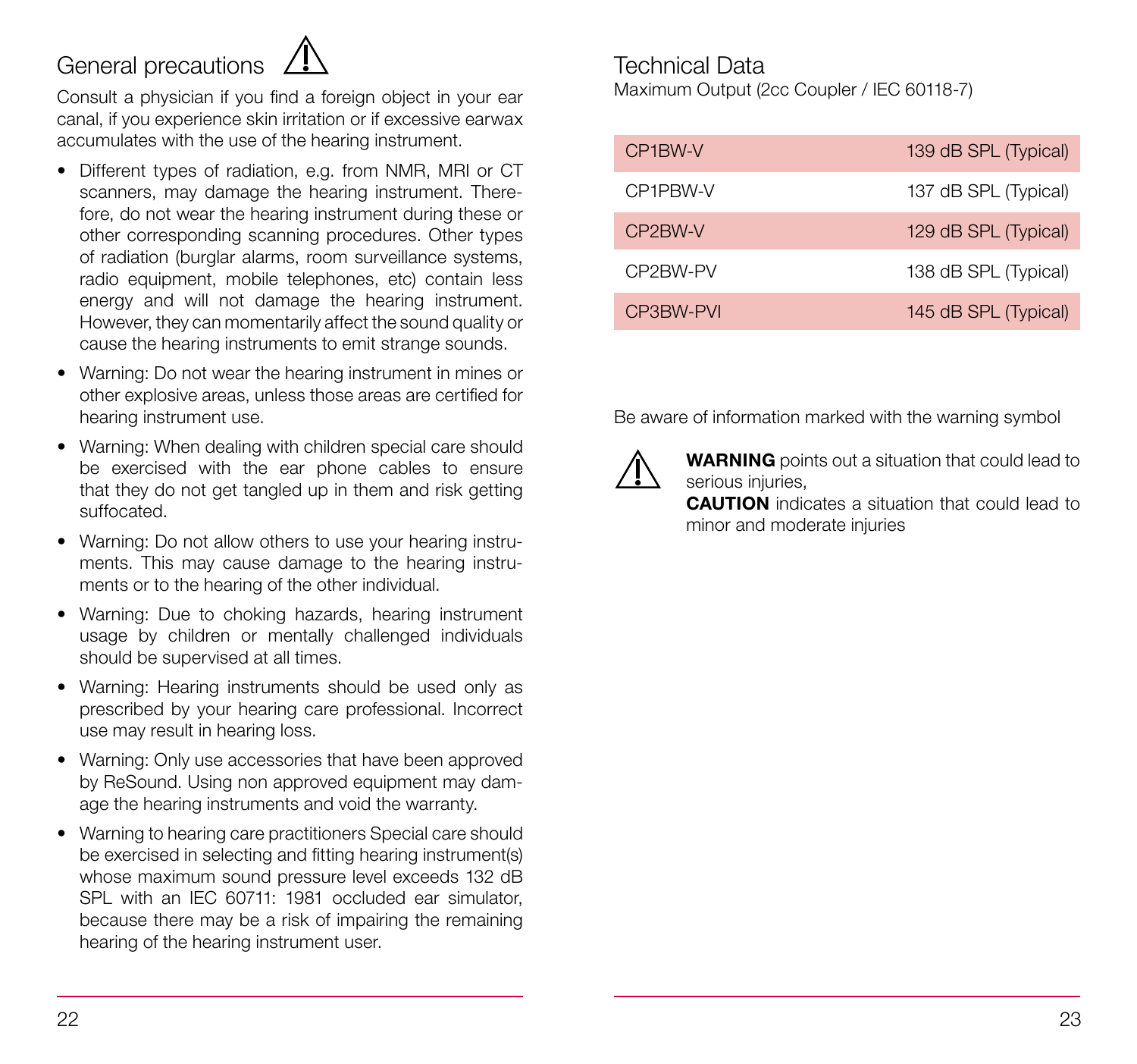## General precautions ⚠

Consult a physician if you find a foreign object in your ear canal, if you experience skin irritation or if excessive earwax accumulates with the use of the hearing instrument.

- Different types of radiation, e.g. from NMR, MRI or CT scanners, may damage the hearing instrument. Therefore, do not wear the hearing instrument during these or other corresponding scanning procedures. Other types of radiation (burglar alarms, room surveillance systems, radio equipment, mobile telephones, etc) contain less energy and will not damage the hearing instrument. However, they can momentarily affect the sound quality or cause the hearing instruments to emit strange sounds.
- Warning: Do not wear the hearing instrument in mines or other explosive areas, unless those areas are certified for hearing instrument use.
- Warning: When dealing with children special care should be exercised with the ear phone cables to ensure that they do not get tangled up in them and risk getting suffocated.
- Warning: Do not allow others to use your hearing instruments. This may cause damage to the hearing instruments or to the hearing of the other individual.
- Warning: Due to choking hazards, hearing instrument usage by children or mentally challenged individuals should be supervised at all times.
- Warning: Hearing instruments should be used only as prescribed by your hearing care professional. Incorrect use may result in hearing loss.
- Warning: Only use accessories that have been approved by ReSound. Using non approved equipment may damage the hearing instruments and void the warranty.
- Warning to hearing care practitioners Special care should be exercised in selecting and fitting hearing instrument(s) whose maximum sound pressure level exceeds 132 dB SPL with an IEC 60711: 1981 occluded ear simulator, because there may be a risk of impairing the remaining hearing of the hearing instrument user.

## Technical Data

Maximum Output (2cc Coupler / IEC 60118-7)

| Model | Maximum Output |
|---|---|
| CP1BW-V | 139 dB SPL (Typical) |
| CP1PBW-V | 137 dB SPL (Typical) |
| CP2BW-V | 129 dB SPL (Typical) |
| CP2BW-PV | 138 dB SPL (Typical) |
| CP3BW-PVI | 145 dB SPL (Typical) |

Be aware of information marked with the warning symbol

⚠ **WARNING** points out a situation that could lead to serious injuries,
**CAUTION** indicates a situation that could lead to minor and moderate injuries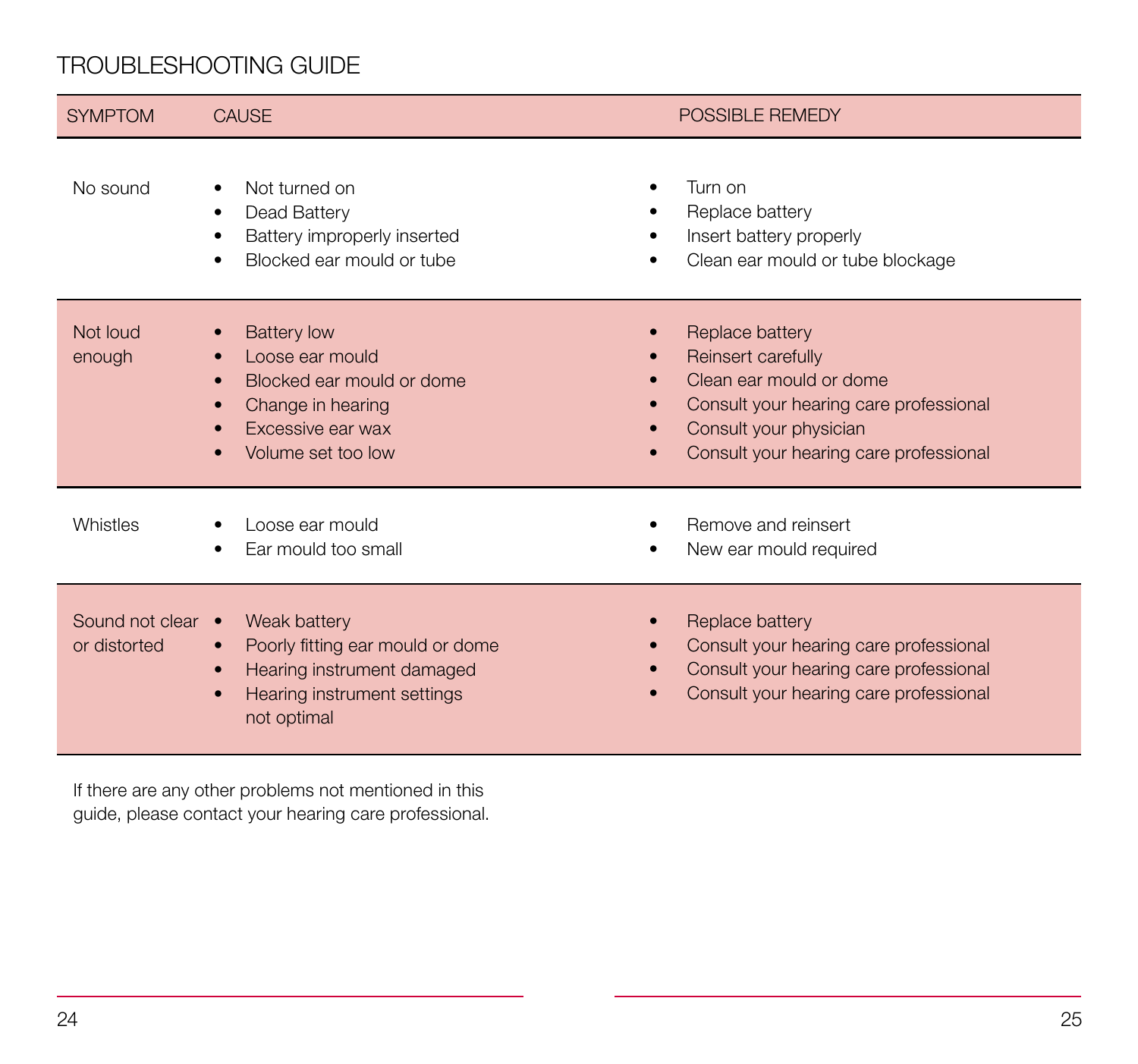# TROUBLESHOOTING GUIDE

| SYMPTOM | CAUSE | POSSIBLE REMEDY |
|---|---|---|
| No sound | • Not turned on<br>• Dead Battery<br>• Battery improperly inserted<br>• Blocked ear mould or tube | • Turn on<br>• Replace battery<br>• Insert battery properly<br>• Clean ear mould or tube blockage |
| Not loud enough | • Battery low<br>• Loose ear mould<br>• Blocked ear mould or dome<br>• Change in hearing<br>• Excessive ear wax<br>• Volume set too low | • Replace battery<br>• Reinsert carefully<br>• Clean ear mould or dome<br>• Consult your hearing care professional<br>• Consult your physician<br>• Consult your hearing care professional |
| Whistles | • Loose ear mould<br>• Ear mould too small | • Remove and reinsert<br>• New ear mould required |
| Sound not clear or distorted | • Weak battery<br>• Poorly fitting ear mould or dome<br>• Hearing instrument damaged<br>• Hearing instrument settings not optimal | • Replace battery<br>• Consult your hearing care professional<br>• Consult your hearing care professional<br>• Consult your hearing care professional |

If there are any other problems not mentioned in this guide, please contact your hearing care professional.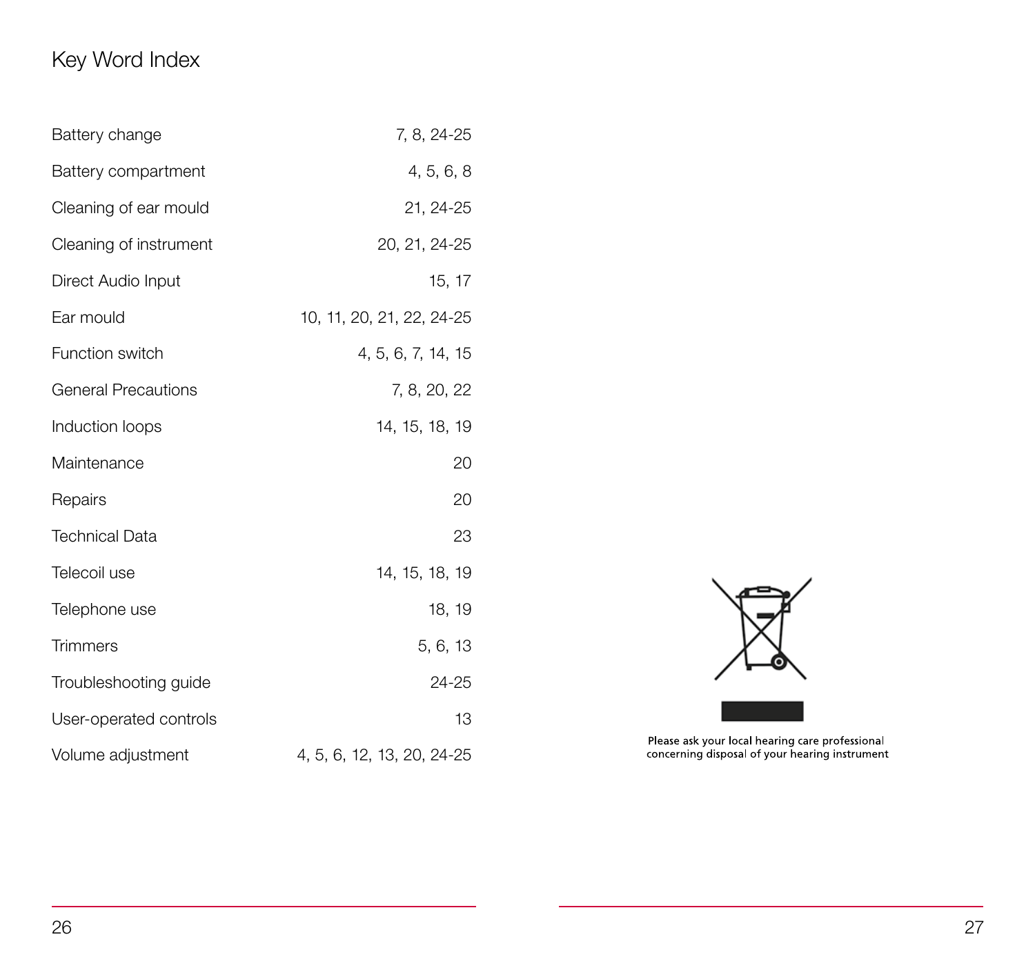# Key Word Index

| | |
|---|---|
| Battery change | 7, 8, 24-25 |
| Battery compartment | 4, 5, 6, 8 |
| Cleaning of ear mould | 21, 24-25 |
| Cleaning of instrument | 20, 21, 24-25 |
| Direct Audio Input | 15, 17 |
| Ear mould | 10, 11, 20, 21, 22, 24-25 |
| Function switch | 4, 5, 6, 7, 14, 15 |
| General Precautions | 7, 8, 20, 22 |
| Induction loops | 14, 15, 18, 19 |
| Maintenance | 20 |
| Repairs | 20 |
| Technical Data | 23 |
| Telecoil use | 14, 15, 18, 19 |
| Telephone use | 18, 19 |
| Trimmers | 5, 6, 13 |
| Troubleshooting guide | 24-25 |
| User-operated controls | 13 |
| Volume adjustment | 4, 5, 6, 12, 13, 20, 24-25 |

Please ask your local hearing care professional concerning disposal of your hearing instrument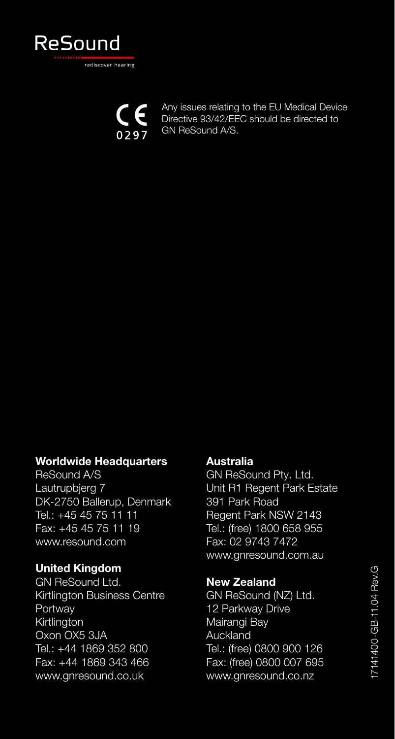ReSound

rediscover hearing

CE 0297

Any issues relating to the EU Medical Device Directive 93/42/EEC should be directed to GN ReSound A/S.

**Worldwide Headquarters**
ReSound A/S
Lautrupbjerg 7
DK-2750 Ballerup, Denmark
Tel.: +45 45 75 11 11
Fax: +45 45 75 11 19
www.resound.com

**United Kingdom**
GN ReSound Ltd.
Kirtlington Business Centre
Portway
Kirtlington
Oxon OX5 3JA
Tel.: +44 1869 352 800
Fax: +44 1869 343 466
www.gnresound.co.uk

**Australia**
GN ReSound Pty. Ltd.
Unit R1 Regent Park Estate
391 Park Road
Regent Park NSW 2143
Tel.: (free) 1800 658 955
Fax: 02 9743 7472
www.gnresound.com.au

**New Zealand**
GN ReSound (NZ) Ltd.
12 Parkway Drive
Mairangi Bay
Auckland
Tel.: (free) 0800 900 126
Fax: (free) 0800 007 695
www.gnresound.co.nz

17141400-GB-11.04 Rev.G